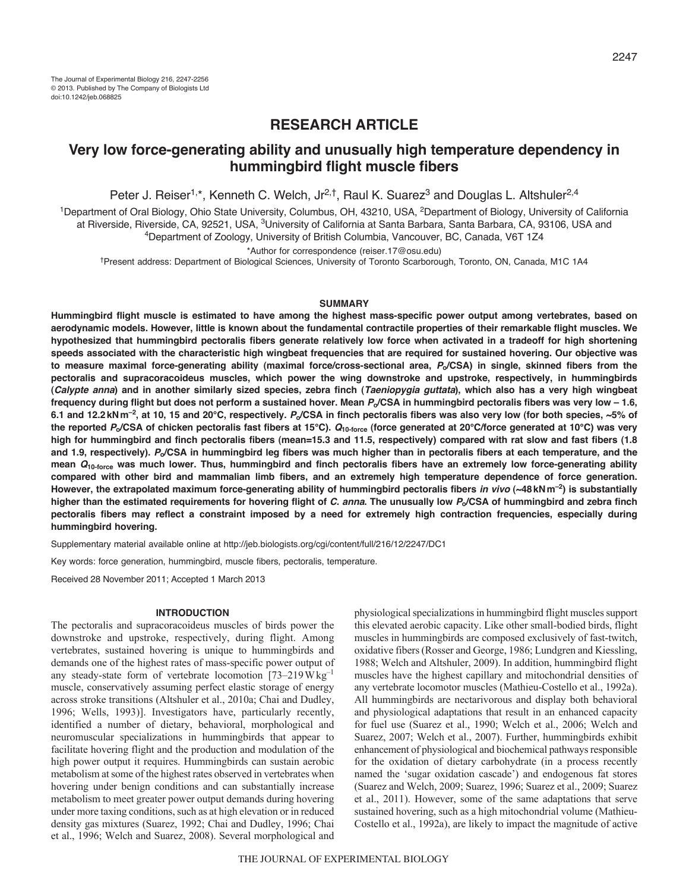The Journal of Experimental Biology 216, 2247-2256
© 2013. Published by The Company of Biologists Ltd
doi:10.1242/jeb.068825

## RESEARCH ARTICLE

# Very low force-generating ability and unusually high temperature dependency in hummingbird flight muscle fibers

Peter J. Reiser[1,*], Kenneth C. Welch, Jr[2,†], Raul K. Suarez[3] and Douglas L. Altshuler[2,4]

[1]Department of Oral Biology, Ohio State University, Columbus, OH, 43210, USA, [2]Department of Biology, University of California at Riverside, Riverside, CA, 92521, USA, [3]University of California at Santa Barbara, Santa Barbara, CA, 93106, USA and [4]Department of Zoology, University of British Columbia, Vancouver, BC, Canada, V6T 1Z4

*Author for correspondence (reiser.17@osu.edu)

†Present address: Department of Biological Sciences, University of Toronto Scarborough, Toronto, ON, Canada, M1C 1A4

### SUMMARY

**Hummingbird flight muscle is estimated to have among the highest mass-specific power output among vertebrates, based on aerodynamic models. However, little is known about the fundamental contractile properties of their remarkable flight muscles. We hypothesized that hummingbird pectoralis fibers generate relatively low force when activated in a tradeoff for high shortening speeds associated with the characteristic high wingbeat frequencies that are required for sustained hovering. Our objective was to measure maximal force-generating ability (maximal force/cross-sectional area, $P_o$/CSA) in single, skinned fibers from the pectoralis and supracoracoideus muscles, which power the wing downstroke and upstroke, respectively, in hummingbirds (*Calypte anna*) and in another similarly sized species, zebra finch (*Taeniopygia guttata*), which also has a very high wingbeat frequency during flight but does not perform a sustained hover. Mean $P_o$/CSA in hummingbird pectoralis fibers was very low – 1.6, 6.1 and 12.2 kN m$^{-2}$, at 10, 15 and 20°C, respectively. $P_o$/CSA in finch pectoralis fibers was also very low (for both species, ~5% of the reported $P_o$/CSA of chicken pectoralis fast fibers at 15°C). $Q_{10\text{-force}}$ (force generated at 20°C/force generated at 10°C) was very high for hummingbird and finch pectoralis fibers (mean=15.3 and 11.5, respectively) compared with rat slow and fast fibers (1.8 and 1.9, respectively). $P_o$/CSA in hummingbird leg fibers was much higher than in pectoralis fibers at each temperature, and the mean $Q_{10\text{-force}}$ was much lower. Thus, hummingbird and finch pectoralis fibers have an extremely low force-generating ability compared with other bird and mammalian limb fibers, and an extremely high temperature dependence of force generation. However, the extrapolated maximum force-generating ability of hummingbird pectoralis fibers *in vivo* (~48 kN m$^{-2}$) is substantially higher than the estimated requirements for hovering flight of *C. anna*. The unusually low $P_o$/CSA of hummingbird and zebra finch pectoralis fibers may reflect a constraint imposed by a need for extremely high contraction frequencies, especially during hummingbird hovering.**

Supplementary material available online at http://jeb.biologists.org/cgi/content/full/216/12/2247/DC1

Key words: force generation, hummingbird, muscle fibers, pectoralis, temperature.

Received 28 November 2011; Accepted 1 March 2013

### INTRODUCTION

The pectoralis and supracoracoideus muscles of birds power the downstroke and upstroke, respectively, during flight. Among vertebrates, sustained hovering is unique to hummingbirds and demands one of the highest rates of mass-specific power output of any steady-state form of vertebrate locomotion [73–219 W kg$^{-1}$ muscle, conservatively assuming perfect elastic storage of energy across stroke transitions (Altshuler et al., 2010a; Chai and Dudley, 1996; Wells, 1993)]. Investigators have, particularly recently, identified a number of dietary, behavioral, morphological and neuromuscular specializations in hummingbirds that appear to facilitate hovering flight and the production and modulation of the high power output it requires. Hummingbirds can sustain aerobic metabolism at some of the highest rates observed in vertebrates when hovering under benign conditions and can substantially increase metabolism to meet greater power output demands during hovering under more taxing conditions, such as at high elevation or in reduced density gas mixtures (Suarez, 1992; Chai and Dudley, 1996; Chai et al., 1996; Welch and Suarez, 2008). Several morphological and physiological specializations in hummingbird flight muscles support this elevated aerobic capacity. Like other small-bodied birds, flight muscles in hummingbirds are composed exclusively of fast-twitch, oxidative fibers (Rosser and George, 1986; Lundgren and Kiessling, 1988; Welch and Altshuler, 2009). In addition, hummingbird flight muscles have the highest capillary and mitochondrial densities of any vertebrate locomotor muscles (Mathieu-Costello et al., 1992a). All hummingbirds are nectarivorous and display both behavioral and physiological adaptations that result in an enhanced capacity for fuel use (Suarez et al., 1990; Welch et al., 2006; Welch and Suarez, 2007; Welch et al., 2007). Further, hummingbirds exhibit enhancement of physiological and biochemical pathways responsible for the oxidation of dietary carbohydrate (in a process recently named the 'sugar oxidation cascade') and endogenous fat stores (Suarez and Welch, 2009; Suarez, 1996; Suarez et al., 2009; Suarez et al., 2011). However, some of the same adaptations that serve sustained hovering, such as a high mitochondrial volume (Mathieu-Costello et al., 1992a), are likely to impact the magnitude of active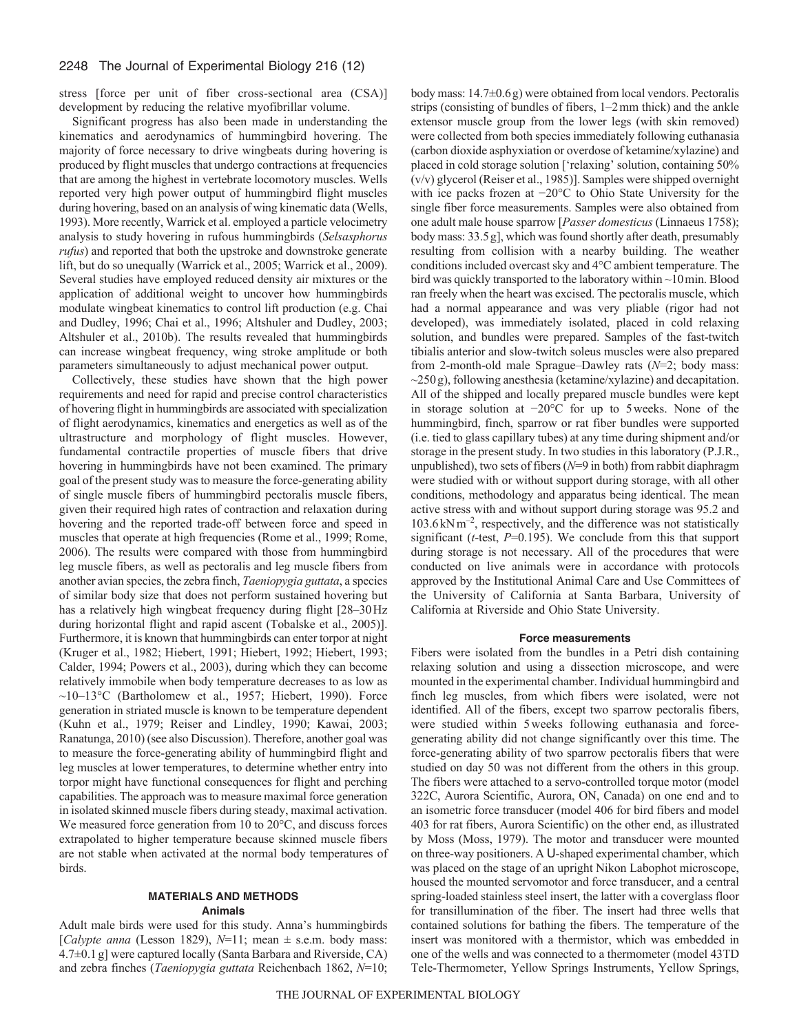stress [force per unit of fiber cross-sectional area (CSA)] development by reducing the relative myofibrillar volume.

Significant progress has also been made in understanding the kinematics and aerodynamics of hummingbird hovering. The majority of force necessary to drive wingbeats during hovering is produced by flight muscles that undergo contractions at frequencies that are among the highest in vertebrate locomotory muscles. Wells reported very high power output of hummingbird flight muscles during hovering, based on an analysis of wing kinematic data (Wells, 1993). More recently, Warrick et al. employed a particle velocimetry analysis to study hovering in rufous hummingbirds (*Selsasphorus rufus*) and reported that both the upstroke and downstroke generate lift, but do so unequally (Warrick et al., 2005; Warrick et al., 2009). Several studies have employed reduced density air mixtures or the application of additional weight to uncover how hummingbirds modulate wingbeat kinematics to control lift production (e.g. Chai and Dudley, 1996; Chai et al., 1996; Altshuler and Dudley, 2003; Altshuler et al., 2010b). The results revealed that hummingbirds can increase wingbeat frequency, wing stroke amplitude or both parameters simultaneously to adjust mechanical power output.

Collectively, these studies have shown that the high power requirements and need for rapid and precise control characteristics of hovering flight in hummingbirds are associated with specialization of flight aerodynamics, kinematics and energetics as well as of the ultrastructure and morphology of flight muscles. However, fundamental contractile properties of muscle fibers that drive hovering in hummingbirds have not been examined. The primary goal of the present study was to measure the force-generating ability of single muscle fibers of hummingbird pectoralis muscle fibers, given their required high rates of contraction and relaxation during hovering and the reported trade-off between force and speed in muscles that operate at high frequencies (Rome et al., 1999; Rome, 2006). The results were compared with those from hummingbird leg muscle fibers, as well as pectoralis and leg muscle fibers from another avian species, the zebra finch, *Taeniopygia guttata*, a species of similar body size that does not perform sustained hovering but has a relatively high wingbeat frequency during flight [28–30 Hz during horizontal flight and rapid ascent (Tobalske et al., 2005)]. Furthermore, it is known that hummingbirds can enter torpor at night (Kruger et al., 1982; Hiebert, 1991; Hiebert, 1992; Hiebert, 1993; Calder, 1994; Powers et al., 2003), during which they can become relatively immobile when body temperature decreases to as low as ~10–13°C (Bartholomew et al., 1957; Hiebert, 1990). Force generation in striated muscle is known to be temperature dependent (Kuhn et al., 1979; Reiser and Lindley, 1990; Kawai, 2003; Ranatunga, 2010) (see also Discussion). Therefore, another goal was to measure the force-generating ability of hummingbird flight and leg muscles at lower temperatures, to determine whether entry into torpor might have functional consequences for flight and perching capabilities. The approach was to measure maximal force generation in isolated skinned muscle fibers during steady, maximal activation. We measured force generation from 10 to 20°C, and discuss forces extrapolated to higher temperature because skinned muscle fibers are not stable when activated at the normal body temperatures of birds.

## MATERIALS AND METHODS

### Animals

Adult male birds were used for this study. Anna's hummingbirds [*Calypte anna* (Lesson 1829), $N$=11; mean ± s.e.m. body mass: 4.7±0.1 g] were captured locally (Santa Barbara and Riverside, CA) and zebra finches (*Taeniopygia guttata* Reichenbach 1862, $N$=10; body mass: 14.7±0.6 g) were obtained from local vendors. Pectoralis strips (consisting of bundles of fibers, 1–2 mm thick) and the ankle extensor muscle group from the lower legs (with skin removed) were collected from both species immediately following euthanasia (carbon dioxide asphyxiation or overdose of ketamine/xylazine) and placed in cold storage solution ['relaxing' solution, containing 50% (v/v) glycerol (Reiser et al., 1985)]. Samples were shipped overnight with ice packs frozen at −20°C to Ohio State University for the single fiber force measurements. Samples were also obtained from one adult male house sparrow [*Passer domesticus* (Linnaeus 1758); body mass: 33.5 g], which was found shortly after death, presumably resulting from collision with a nearby building. The weather conditions included overcast sky and 4°C ambient temperature. The bird was quickly transported to the laboratory within ~10 min. Blood ran freely when the heart was excised. The pectoralis muscle, which had a normal appearance and was very pliable (rigor had not developed), was immediately isolated, placed in cold relaxing solution, and bundles were prepared. Samples of the fast-twitch tibialis anterior and slow-twitch soleus muscles were also prepared from 2-month-old male Sprague–Dawley rats ($N$=2; body mass: ~250 g), following anesthesia (ketamine/xylazine) and decapitation. All of the shipped and locally prepared muscle bundles were kept in storage solution at −20°C for up to 5 weeks. None of the hummingbird, finch, sparrow or rat fiber bundles were supported (i.e. tied to glass capillary tubes) at any time during shipment and/or storage in the present study. In two studies in this laboratory (P.J.R., unpublished), two sets of fibers ($N$=9 in both) from rabbit diaphragm were studied with or without support during storage, with all other conditions, methodology and apparatus being identical. The mean active stress with and without support during storage was 95.2 and 103.6 kN m$^{-2}$, respectively, and the difference was not statistically significant ($t$-test, $P$=0.195). We conclude from this that support during storage is not necessary. All of the procedures that were conducted on live animals were in accordance with protocols approved by the Institutional Animal Care and Use Committees of the University of California at Santa Barbara, University of California at Riverside and Ohio State University.

### Force measurements

Fibers were isolated from the bundles in a Petri dish containing relaxing solution and using a dissection microscope, and were mounted in the experimental chamber. Individual hummingbird and finch leg muscles, from which fibers were isolated, were not identified. All of the fibers, except two sparrow pectoralis fibers, were studied within 5 weeks following euthanasia and force-generating ability did not change significantly over this time. The force-generating ability of two sparrow pectoralis fibers that were studied on day 50 was not different from the others in this group. The fibers were attached to a servo-controlled torque motor (model 322C, Aurora Scientific, Aurora, ON, Canada) on one end and to an isometric force transducer (model 406 for bird fibers and model 403 for rat fibers, Aurora Scientific) on the other end, as illustrated by Moss (Moss, 1979). The motor and transducer were mounted on three-way positioners. A U-shaped experimental chamber, which was placed on the stage of an upright Nikon Labophot microscope, housed the mounted servomotor and force transducer, and a central spring-loaded stainless steel insert, the latter with a coverglass floor for transillumination of the fiber. The insert had three wells that contained solutions for bathing the fibers. The temperature of the insert was monitored with a thermistor, which was embedded in one of the wells and was connected to a thermometer (model 43TD Tele-Thermometer, Yellow Springs Instruments, Yellow Springs,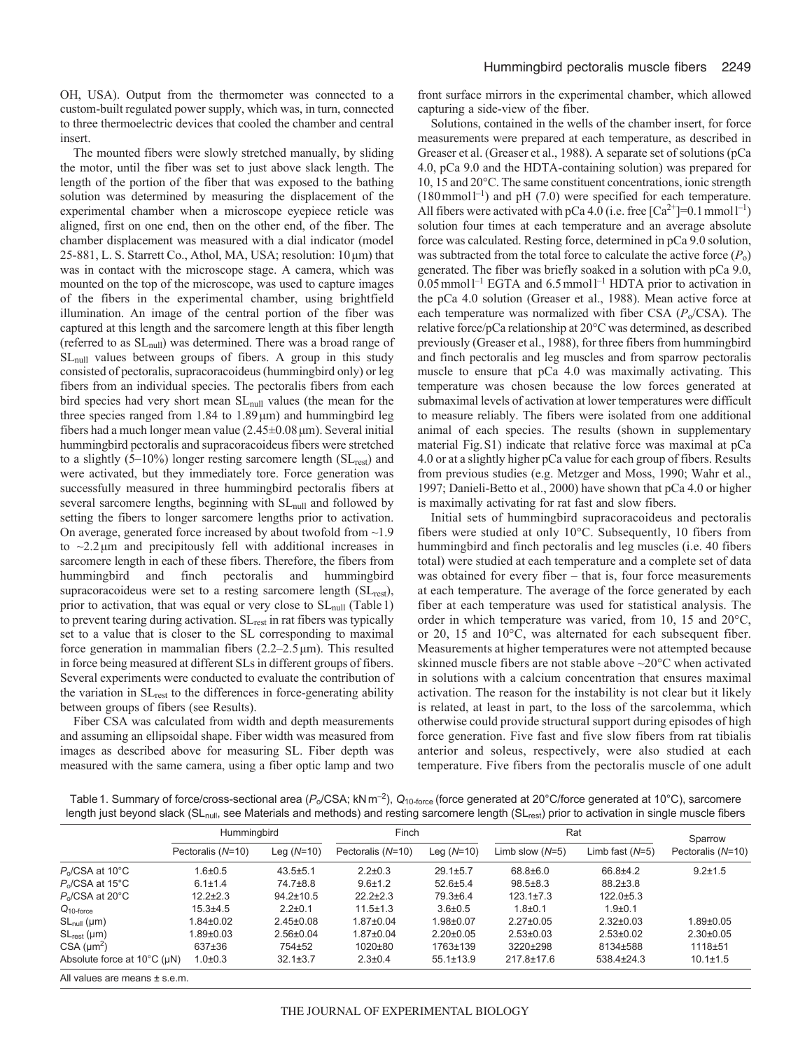OH, USA). Output from the thermometer was connected to a custom-built regulated power supply, which was, in turn, connected to three thermoelectric devices that cooled the chamber and central insert.

The mounted fibers were slowly stretched manually, by sliding the motor, until the fiber was set to just above slack length. The length of the portion of the fiber that was exposed to the bathing solution was determined by measuring the displacement of the experimental chamber when a microscope eyepiece reticle was aligned, first on one end, then on the other end, of the fiber. The chamber displacement was measured with a dial indicator (model 25-881, L. S. Starrett Co., Athol, MA, USA; resolution: 10 μm) that was in contact with the microscope stage. A camera, which was mounted on the top of the microscope, was used to capture images of the fibers in the experimental chamber, using brightfield illumination. An image of the central portion of the fiber was captured at this length and the sarcomere length at this fiber length (referred to as $SL_{null}$) was determined. There was a broad range of $SL_{null}$ values between groups of fibers. A group in this study consisted of pectoralis, supracoracoideus (hummingbird only) or leg fibers from an individual species. The pectoralis fibers from each bird species had very short mean $SL_{null}$ values (the mean for the three species ranged from 1.84 to 1.89 μm) and hummingbird leg fibers had a much longer mean value (2.45±0.08 μm). Several initial hummingbird pectoralis and supracoracoideus fibers were stretched to a slightly (5–10%) longer resting sarcomere length ($SL_{rest}$) and were activated, but they immediately tore. Force generation was successfully measured in three hummingbird pectoralis fibers at several sarcomere lengths, beginning with $SL_{null}$ and followed by setting the fibers to longer sarcomere lengths prior to activation. On average, generated force increased by about twofold from ~1.9 to ~2.2 μm and precipitously fell with additional increases in sarcomere length in each of these fibers. Therefore, the fibers from hummingbird and finch pectoralis and hummingbird supracoracoideus were set to a resting sarcomere length ($SL_{rest}$), prior to activation, that was equal or very close to $SL_{null}$ (Table 1) to prevent tearing during activation. $SL_{rest}$ in rat fibers was typically set to a value that is closer to the SL corresponding to maximal force generation in mammalian fibers (2.2–2.5 μm). This resulted in force being measured at different SLs in different groups of fibers. Several experiments were conducted to evaluate the contribution of the variation in $SL_{rest}$ to the differences in force-generating ability between groups of fibers (see Results).

Fiber CSA was calculated from width and depth measurements and assuming an ellipsoidal shape. Fiber width was measured from images as described above for measuring SL. Fiber depth was measured with the same camera, using a fiber optic lamp and two front surface mirrors in the experimental chamber, which allowed capturing a side-view of the fiber.

Solutions, contained in the wells of the chamber insert, for force measurements were prepared at each temperature, as described in Greaser et al. (Greaser et al., 1988). A separate set of solutions (pCa 4.0, pCa 9.0 and the HDTA-containing solution) was prepared for 10, 15 and 20°C. The same constituent concentrations, ionic strength ($180\,mmol\,l^{-1}$) and pH (7.0) were specified for each temperature. All fibers were activated with pCa 4.0 (i.e. free $[Ca^{2+}]=0.1\,mmol\,l^{-1}$) solution four times at each temperature and an average absolute force was calculated. Resting force, determined in pCa 9.0 solution, was subtracted from the total force to calculate the active force ($P_o$) generated. The fiber was briefly soaked in a solution with pCa 9.0, $0.05\,mmol\,l^{-1}$ EGTA and $6.5\,mmol\,l^{-1}$ HDTA prior to activation in the pCa 4.0 solution (Greaser et al., 1988). Mean active force at each temperature was normalized with fiber CSA ($P_o$/CSA). The relative force/pCa relationship at 20°C was determined, as described previously (Greaser et al., 1988), for three fibers from hummingbird and finch pectoralis and leg muscles and from sparrow pectoralis muscle to ensure that pCa 4.0 was maximally activating. This temperature was chosen because the low forces generated at submaximal levels of activation at lower temperatures were difficult to measure reliably. The fibers were isolated from one additional animal of each species. The results (shown in supplementary material Fig. S1) indicate that relative force was maximal at pCa 4.0 or at a slightly higher pCa value for each group of fibers. Results from previous studies (e.g. Metzger and Moss, 1990; Wahr et al., 1997; Danieli-Betto et al., 2000) have shown that pCa 4.0 or higher is maximally activating for rat fast and slow fibers.

Initial sets of hummingbird supracoracoideus and pectoralis fibers were studied at only 10°C. Subsequently, 10 fibers from hummingbird and finch pectoralis and leg muscles (i.e. 40 fibers total) were studied at each temperature and a complete set of data was obtained for every fiber – that is, four force measurements at each temperature. The average of the force generated by each fiber at each temperature was used for statistical analysis. The order in which temperature was varied, from 10, 15 and 20°C, or 20, 15 and 10°C, was alternated for each subsequent fiber. Measurements at higher temperatures were not attempted because skinned muscle fibers are not stable above ~20°C when activated in solutions with a calcium concentration that ensures maximal activation. The reason for the instability is not clear but it likely is related, at least in part, to the loss of the sarcolemma, which otherwise could provide structural support during episodes of high force generation. Five fast and five slow fibers from rat tibialis anterior and soleus, respectively, were also studied at each temperature. Five fibers from the pectoralis muscle of one adult

Table 1. Summary of force/cross-sectional area ($P_o$/CSA; $kN\,m^{-2}$), $Q_{10\text{-force}}$ (force generated at 20°C/force generated at 10°C), sarcomere length just beyond slack ($SL_{null}$, see Materials and methods) and resting sarcomere length ($SL_{rest}$) prior to activation in single muscle fibers

| | Hummingbird | | Finch | | Rat | | Sparrow |
|---|---|---|---|---|---|---|---|
| | Pectoralis ($N$=10) | Leg ($N$=10) | Pectoralis ($N$=10) | Leg ($N$=10) | Limb slow ($N$=5) | Limb fast ($N$=5) | Pectoralis ($N$=10) |
| $P_o$/CSA at 10°C | 1.6±0.5 | 43.5±5.1 | 2.2±0.3 | 29.1±5.7 | 68.8±6.0 | 66.8±4.2 | 9.2±1.5 |
| $P_o$/CSA at 15°C | 6.1±1.4 | 74.7±8.8 | 9.6±1.2 | 52.6±5.4 | 98.5±8.3 | 88.2±3.8 | |
| $P_o$/CSA at 20°C | 12.2±2.3 | 94.2±10.5 | 22.2±2.3 | 79.3±6.4 | 123.1±7.3 | 122.0±5.3 | |
| $Q_{10\text{-force}}$ | 15.3±4.5 | 2.2±0.1 | 11.5±1.3 | 3.6±0.5 | 1.8±0.1 | 1.9±0.1 | |
| $SL_{null}$ (μm) | 1.84±0.02 | 2.45±0.08 | 1.87±0.04 | 1.98±0.07 | 2.27±0.05 | 2.32±0.03 | 1.89±0.05 |
| $SL_{rest}$ (μm) | 1.89±0.03 | 2.56±0.04 | 1.87±0.04 | 2.20±0.05 | 2.53±0.03 | 2.53±0.02 | 2.30±0.05 |
| CSA (μm²) | 637±36 | 754±52 | 1020±80 | 1763±139 | 3220±298 | 8134±588 | 1118±51 |
| Absolute force at 10°C (μN) | 1.0±0.3 | 32.1±3.7 | 2.3±0.4 | 55.1±13.9 | 217.8±17.6 | 538.4±24.3 | 10.1±1.5 |

All values are means ± s.e.m.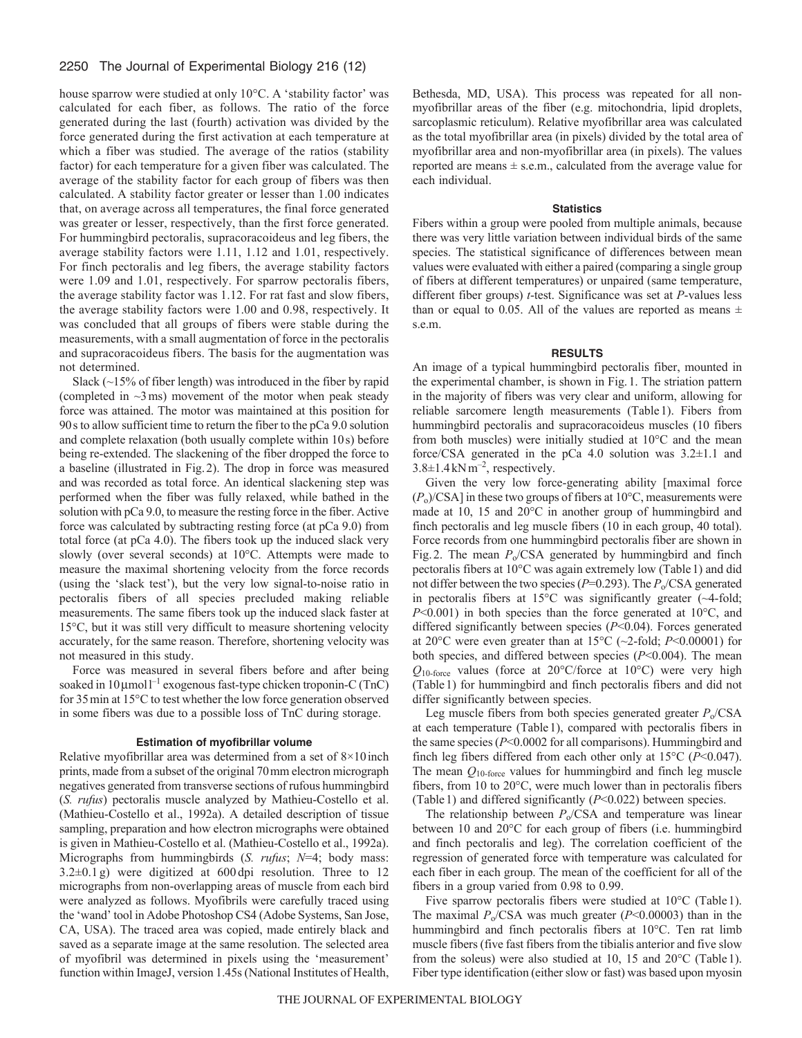house sparrow were studied at only 10°C. A 'stability factor' was calculated for each fiber, as follows. The ratio of the force generated during the last (fourth) activation was divided by the force generated during the first activation at each temperature at which a fiber was studied. The average of the ratios (stability factor) for each temperature for a given fiber was calculated. The average of the stability factor for each group of fibers was then calculated. A stability factor greater or lesser than 1.00 indicates that, on average across all temperatures, the final force generated was greater or lesser, respectively, than the first force generated. For hummingbird pectoralis, supracoracoideus and leg fibers, the average stability factors were 1.11, 1.12 and 1.01, respectively. For finch pectoralis and leg fibers, the average stability factors were 1.09 and 1.01, respectively. For sparrow pectoralis fibers, the average stability factor was 1.12. For rat fast and slow fibers, the average stability factors were 1.00 and 0.98, respectively. It was concluded that all groups of fibers were stable during the measurements, with a small augmentation of force in the pectoralis and supracoracoideus fibers. The basis for the augmentation was not determined.

Slack (~15% of fiber length) was introduced in the fiber by rapid (completed in ~3 ms) movement of the motor when peak steady force was attained. The motor was maintained at this position for 90 s to allow sufficient time to return the fiber to the pCa 9.0 solution and complete relaxation (both usually complete within 10 s) before being re-extended. The slackening of the fiber dropped the force to a baseline (illustrated in Fig. 2). The drop in force was measured and was recorded as total force. An identical slackening step was performed when the fiber was fully relaxed, while bathed in the solution with pCa 9.0, to measure the resting force in the fiber. Active force was calculated by subtracting resting force (at pCa 9.0) from total force (at pCa 4.0). The fibers took up the induced slack very slowly (over several seconds) at 10°C. Attempts were made to measure the maximal shortening velocity from the force records (using the 'slack test'), but the very low signal-to-noise ratio in pectoralis fibers of all species precluded making reliable measurements. The same fibers took up the induced slack faster at 15°C, but it was still very difficult to measure shortening velocity accurately, for the same reason. Therefore, shortening velocity was not measured in this study.

Force was measured in several fibers before and after being soaked in 10 μmol l$^{-1}$ exogenous fast-type chicken troponin-C (TnC) for 35 min at 15°C to test whether the low force generation observed in some fibers was due to a possible loss of TnC during storage.

### Estimation of myofibrillar volume

Relative myofibrillar area was determined from a set of 8×10 inch prints, made from a subset of the original 70 mm electron micrograph negatives generated from transverse sections of rufous hummingbird (*S. rufus*) pectoralis muscle analyzed by Mathieu-Costello et al. (Mathieu-Costello et al., 1992a). A detailed description of tissue sampling, preparation and how electron micrographs were obtained is given in Mathieu-Costello et al. (Mathieu-Costello et al., 1992a). Micrographs from hummingbirds (*S. rufus*; $N$=4; body mass: 3.2±0.1 g) were digitized at 600 dpi resolution. Three to 12 micrographs from non-overlapping areas of muscle from each bird were analyzed as follows. Myofibrils were carefully traced using the 'wand' tool in Adobe Photoshop CS4 (Adobe Systems, San Jose, CA, USA). The traced area was copied, made entirely black and saved as a separate image at the same resolution. The selected area of myofibril was determined in pixels using the 'measurement' function within ImageJ, version 1.45s (National Institutes of Health, Bethesda, MD, USA). This process was repeated for all non-myofibrillar areas of the fiber (e.g. mitochondria, lipid droplets, sarcoplasmic reticulum). Relative myofibrillar area was calculated as the total myofibrillar area (in pixels) divided by the total area of myofibrillar area and non-myofibrillar area (in pixels). The values reported are means ± s.e.m., calculated from the average value for each individual.

### Statistics

Fibers within a group were pooled from multiple animals, because there was very little variation between individual birds of the same species. The statistical significance of differences between mean values were evaluated with either a paired (comparing a single group of fibers at different temperatures) or unpaired (same temperature, different fiber groups) $t$-test. Significance was set at $P$-values less than or equal to 0.05. All of the values are reported as means ± s.e.m.

## RESULTS

An image of a typical hummingbird pectoralis fiber, mounted in the experimental chamber, is shown in Fig. 1. The striation pattern in the majority of fibers was very clear and uniform, allowing for reliable sarcomere length measurements (Table 1). Fibers from hummingbird pectoralis and supracoracoideus muscles (10 fibers from both muscles) were initially studied at 10°C and the mean force/CSA generated in the pCa 4.0 solution was 3.2±1.1 and 3.8±1.4 kN m$^{-2}$, respectively.

Given the very low force-generating ability [maximal force ($P_o$)/CSA] in these two groups of fibers at 10°C, measurements were made at 10, 15 and 20°C in another group of hummingbird and finch pectoralis and leg muscle fibers (10 in each group, 40 total). Force records from one hummingbird pectoralis fiber are shown in Fig. 2. The mean $P_o$/CSA generated by hummingbird and finch pectoralis fibers at 10°C was again extremely low (Table 1) and did not differ between the two species ($P$=0.293). The $P_o$/CSA generated in pectoralis fibers at 15°C was significantly greater (~4-fold; $P$<0.001) in both species than the force generated at 10°C, and differed significantly between species ($P$<0.04). Forces generated at 20°C were even greater than at 15°C (~2-fold; $P$<0.00001) for both species, and differed between species ($P$<0.004). The mean $Q_{10\text{-force}}$ values (force at 20°C/force at 10°C) were very high (Table 1) for hummingbird and finch pectoralis fibers and did not differ significantly between species.

Leg muscle fibers from both species generated greater $P_o$/CSA at each temperature (Table 1), compared with pectoralis fibers in the same species ($P$<0.0002 for all comparisons). Hummingbird and finch leg fibers differed from each other only at 15°C ($P$<0.047). The mean $Q_{10\text{-force}}$ values for hummingbird and finch leg muscle fibers, from 10 to 20°C, were much lower than in pectoralis fibers (Table 1) and differed significantly ($P$<0.022) between species.

The relationship between $P_o$/CSA and temperature was linear between 10 and 20°C for each group of fibers (i.e. hummingbird and finch pectoralis and leg). The correlation coefficient of the regression of generated force with temperature was calculated for each fiber in each group. The mean of the coefficient for all of the fibers in a group varied from 0.98 to 0.99.

Five sparrow pectoralis fibers were studied at 10°C (Table 1). The maximal $P_o$/CSA was much greater ($P$<0.00003) than in the hummingbird and finch pectoralis fibers at 10°C. Ten rat limb muscle fibers (five fast fibers from the tibialis anterior and five slow from the soleus) were also studied at 10, 15 and 20°C (Table 1). Fiber type identification (either slow or fast) was based upon myosin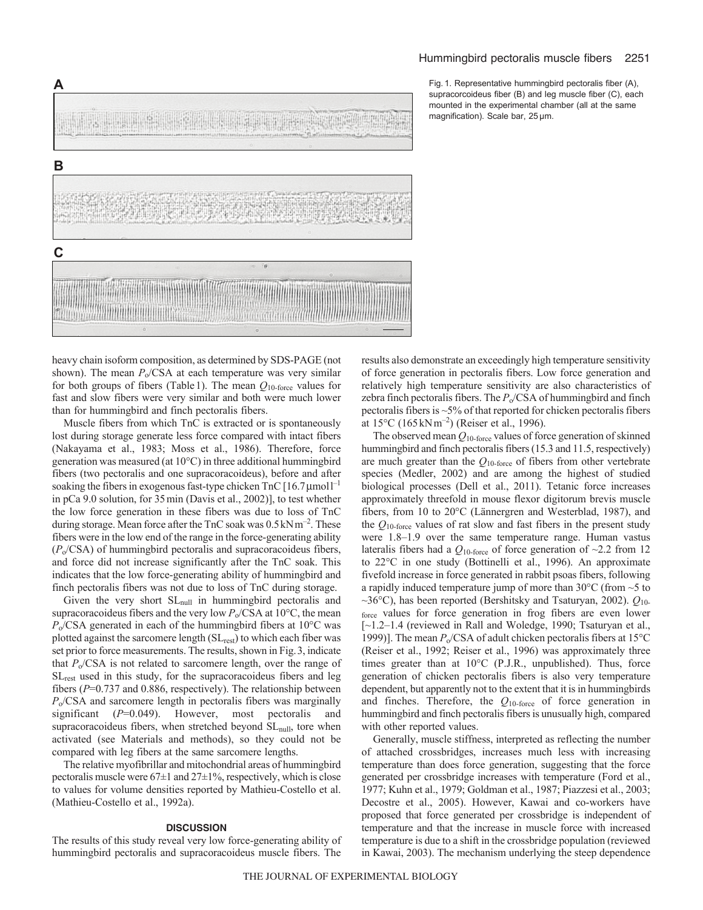Fig. 1. Representative hummingbird pectoralis fiber (A), supracorcoideus fiber (B) and leg muscle fiber (C), each mounted in the experimental chamber (all at the same magnification). Scale bar, 25 µm.

heavy chain isoform composition, as determined by SDS-PAGE (not shown). The mean $P_o$/CSA at each temperature was very similar for both groups of fibers (Table 1). The mean $Q_{10\text{-force}}$ values for fast and slow fibers were very similar and both were much lower than for hummingbird and finch pectoralis fibers.

Muscle fibers from which TnC is extracted or is spontaneously lost during storage generate less force compared with intact fibers (Nakayama et al., 1983; Moss et al., 1986). Therefore, force generation was measured (at 10°C) in three additional hummingbird fibers (two pectoralis and one supracoracoideus), before and after soaking the fibers in exogenous fast-type chicken TnC [16.7 µmol l$^{-1}$ in pCa 9.0 solution, for 35 min (Davis et al., 2002)], to test whether the low force generation in these fibers was due to loss of TnC during storage. Mean force after the TnC soak was 0.5 kN m$^{-2}$. These fibers were in the low end of the range in the force-generating ability ($P_o$/CSA) of hummingbird pectoralis and supracoracoideus fibers, and force did not increase significantly after the TnC soak. This indicates that the low force-generating ability of hummingbird and finch pectoralis fibers was not due to loss of TnC during storage.

Given the very short $SL_{null}$ in hummingbird pectoralis and supracoracoideus fibers and the very low $P_o$/CSA at 10°C, the mean $P_o$/CSA generated in each of the hummingbird fibers at 10°C was plotted against the sarcomere length ($SL_{rest}$) to which each fiber was set prior to force measurements. The results, shown in Fig. 3, indicate that $P_o$/CSA is not related to sarcomere length, over the range of $SL_{rest}$ used in this study, for the supracoracoideus fibers and leg fibers ($P$=0.737 and 0.886, respectively). The relationship between $P_o$/CSA and sarcomere length in pectoralis fibers was marginally significant ($P$=0.049). However, most pectoralis and supracoracoideus fibers, when stretched beyond $SL_{null}$, tore when activated (see Materials and methods), so they could not be compared with leg fibers at the same sarcomere lengths.

The relative myofibrillar and mitochondrial areas of hummingbird pectoralis muscle were 67±1 and 27±1%, respectively, which is close to values for volume densities reported by Mathieu-Costello et al. (Mathieu-Costello et al., 1992a).

## DISCUSSION

The results of this study reveal very low force-generating ability of hummingbird pectoralis and supracoracoideus muscle fibers. The results also demonstrate an exceedingly high temperature sensitivity of force generation in pectoralis fibers. Low force generation and relatively high temperature sensitivity are also characteristics of zebra finch pectoralis fibers. The $P_o$/CSA of hummingbird and finch pectoralis fibers is ~5% of that reported for chicken pectoralis fibers at 15°C (165 kN m$^{-2}$) (Reiser et al., 1996).

The observed mean $Q_{10\text{-force}}$ values of force generation of skinned hummingbird and finch pectoralis fibers (15.3 and 11.5, respectively) are much greater than the $Q_{10\text{-force}}$ of fibers from other vertebrate species (Medler, 2002) and are among the highest of studied biological processes (Dell et al., 2011). Tetanic force increases approximately threefold in mouse flexor digitorum brevis muscle fibers, from 10 to 20°C (Lännergren and Westerblad, 1987), and the $Q_{10\text{-force}}$ values of rat slow and fast fibers in the present study were 1.8–1.9 over the same temperature range. Human vastus lateralis fibers had a $Q_{10\text{-force}}$ of force generation of ~2.2 from 12 to 22°C in one study (Bottinelli et al., 1996). An approximate fivefold increase in force generated in rabbit psoas fibers, following a rapidly induced temperature jump of more than 30°C (from ~5 to ~36°C), has been reported (Bershitsky and Tsaturyan, 2002). $Q_{10\text{-force}}$ values for force generation in frog fibers are even lower [~1.2–1.4 (reviewed in Rall and Woledge, 1990; Tsaturyan et al., 1999)]. The mean $P_o$/CSA of adult chicken pectoralis fibers at 15°C (Reiser et al., 1992; Reiser et al., 1996) was approximately three times greater than at 10°C (P.J.R., unpublished). Thus, force generation of chicken pectoralis fibers is also very temperature dependent, but apparently not to the extent that it is in hummingbirds and finches. Therefore, the $Q_{10\text{-force}}$ of force generation in hummingbird and finch pectoralis fibers is unusually high, compared with other reported values.

Generally, muscle stiffness, interpreted as reflecting the number of attached crossbridges, increases much less with increasing temperature than does force generation, suggesting that the force generated per crossbridge increases with temperature (Ford et al., 1977; Kuhn et al., 1979; Goldman et al., 1987; Piazzesi et al., 2003; Decostre et al., 2005). However, Kawai and co-workers have proposed that force generated per crossbridge is independent of temperature and that the increase in muscle force with increased temperature is due to a shift in the crossbridge population (reviewed in Kawai, 2003). The mechanism underlying the steep dependence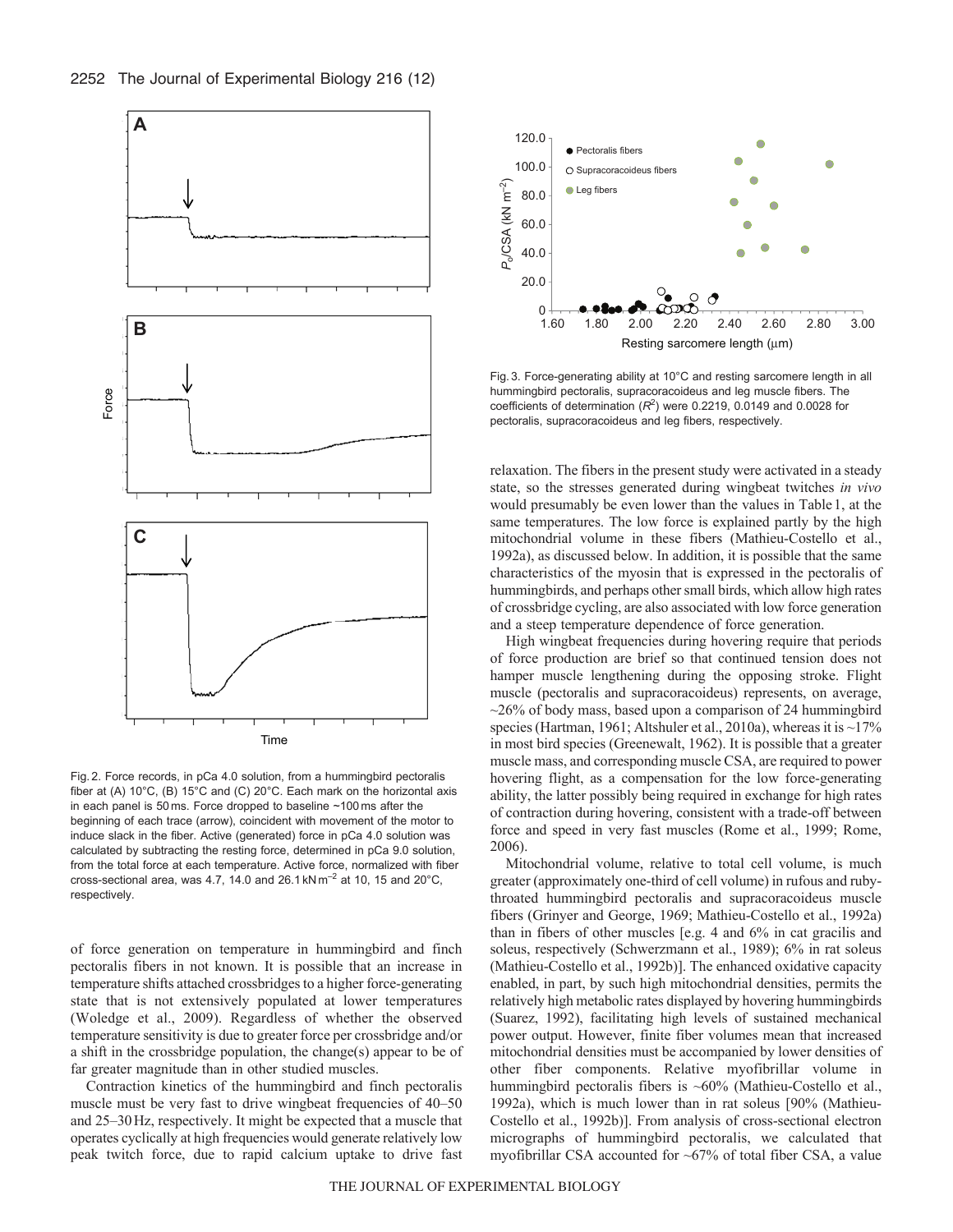Fig. 2. Force records, in pCa 4.0 solution, from a hummingbird pectoralis fiber at (A) 10°C, (B) 15°C and (C) 20°C. Each mark on the horizontal axis in each panel is 50 ms. Force dropped to baseline ~100 ms after the beginning of each trace (arrow), coincident with movement of the motor to induce slack in the fiber. Active (generated) force in pCa 4.0 solution was calculated by subtracting the resting force, determined in pCa 9.0 solution, from the total force at each temperature. Active force, normalized with fiber cross-sectional area, was 4.7, 14.0 and 26.1 kN m$^{-2}$ at 10, 15 and 20°C, respectively.

Fig. 3. Force-generating ability at 10°C and resting sarcomere length in all hummingbird pectoralis, supracoracoideus and leg muscle fibers. The coefficients of determination ($R^2$) were 0.2219, 0.0149 and 0.0028 for pectoralis, supracoracoideus and leg fibers, respectively.

of force generation on temperature in hummingbird and finch pectoralis fibers in not known. It is possible that an increase in temperature shifts attached crossbridges to a higher force-generating state that is not extensively populated at lower temperatures (Woledge et al., 2009). Regardless of whether the observed temperature sensitivity is due to greater force per crossbridge and/or a shift in the crossbridge population, the change(s) appear to be of far greater magnitude than in other studied muscles.

Contraction kinetics of the hummingbird and finch pectoralis muscle must be very fast to drive wingbeat frequencies of 40–50 and 25–30 Hz, respectively. It might be expected that a muscle that operates cyclically at high frequencies would generate relatively low peak twitch force, due to rapid calcium uptake to drive fast relaxation. The fibers in the present study were activated in a steady state, so the stresses generated during wingbeat twitches *in vivo* would presumably be even lower than the values in Table 1, at the same temperatures. The low force is explained partly by the high mitochondrial volume in these fibers (Mathieu-Costello et al., 1992a), as discussed below. In addition, it is possible that the same characteristics of the myosin that is expressed in the pectoralis of hummingbirds, and perhaps other small birds, which allow high rates of crossbridge cycling, are also associated with low force generation and a steep temperature dependence of force generation.

High wingbeat frequencies during hovering require that periods of force production are brief so that continued tension does not hamper muscle lengthening during the opposing stroke. Flight muscle (pectoralis and supracoracoideus) represents, on average, ~26% of body mass, based upon a comparison of 24 hummingbird species (Hartman, 1961; Altshuler et al., 2010a), whereas it is ~17% in most bird species (Greenewalt, 1962). It is possible that a greater muscle mass, and corresponding muscle CSA, are required to power hovering flight, as a compensation for the low force-generating ability, the latter possibly being required in exchange for high rates of contraction during hovering, consistent with a trade-off between force and speed in very fast muscles (Rome et al., 1999; Rome, 2006).

Mitochondrial volume, relative to total cell volume, is much greater (approximately one-third of cell volume) in rufous and ruby-throated hummingbird pectoralis and supracoracoideus muscle fibers (Grinyer and George, 1969; Mathieu-Costello et al., 1992a) than in fibers of other muscles [e.g. 4 and 6% in cat gracilis and soleus, respectively (Schwerzmann et al., 1989); 6% in rat soleus (Mathieu-Costello et al., 1992b)]. The enhanced oxidative capacity enabled, in part, by such high mitochondrial densities, permits the relatively high metabolic rates displayed by hovering hummingbirds (Suarez, 1992), facilitating high levels of sustained mechanical power output. However, finite fiber volumes mean that increased mitochondrial densities must be accompanied by lower densities of other fiber components. Relative myofibrillar volume in hummingbird pectoralis fibers is ~60% (Mathieu-Costello et al., 1992a), which is much lower than in rat soleus [90% (Mathieu-Costello et al., 1992b)]. From analysis of cross-sectional electron micrographs of hummingbird pectoralis, we calculated that myofibrillar CSA accounted for ~67% of total fiber CSA, a value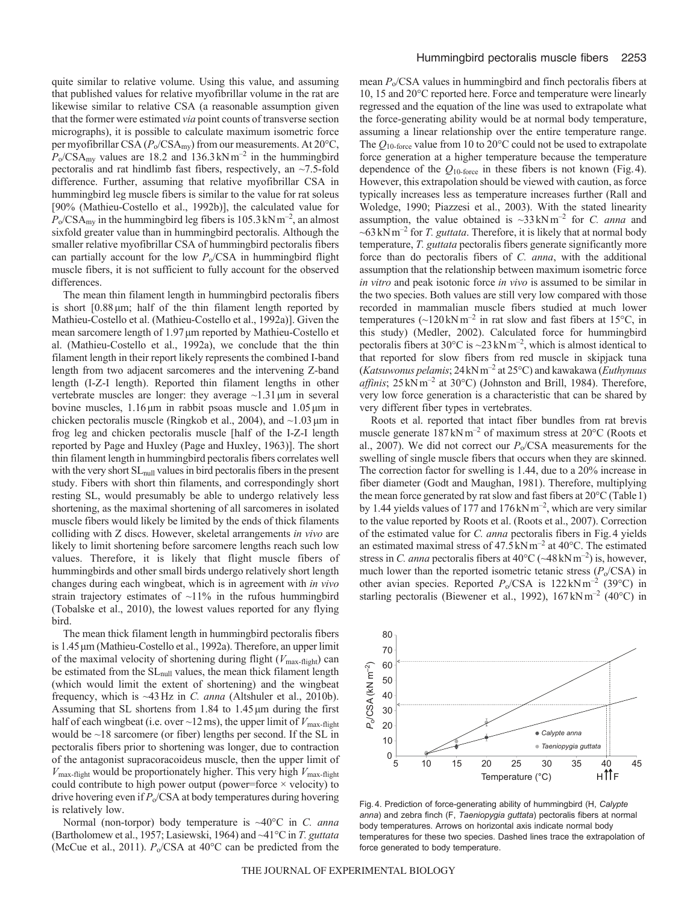quite similar to relative volume. Using this value, and assuming that published values for relative myofibrillar volume in the rat are likewise similar to relative CSA (a reasonable assumption given that the former were estimated *via* point counts of transverse section micrographs), it is possible to calculate maximum isometric force per myofibrillar CSA ($P_o$/CSA$_{my}$) from our measurements. At 20°C, $P_o$/CSA$_{my}$ values are 18.2 and 136.3 kN m$^{-2}$ in the hummingbird pectoralis and rat hindlimb fast fibers, respectively, an ~7.5-fold difference. Further, assuming that relative myofibrillar CSA in hummingbird leg muscle fibers is similar to the value for rat soleus [90% (Mathieu-Costello et al., 1992b)], the calculated value for $P_o$/CSA$_{my}$ in the hummingbird leg fibers is 105.3 kN m$^{-2}$, an almost sixfold greater value than in hummingbird pectoralis. Although the smaller relative myofibrillar CSA of hummingbird pectoralis fibers can partially account for the low $P_o$/CSA in hummingbird flight muscle fibers, it is not sufficient to fully account for the observed differences.

The mean thin filament length in hummingbird pectoralis fibers is short [0.88 μm; half of the thin filament length reported by Mathieu-Costello et al. (Mathieu-Costello et al., 1992a)]. Given the mean sarcomere length of 1.97 μm reported by Mathieu-Costello et al. (Mathieu-Costello et al., 1992a), we conclude that the thin filament length in their report likely represents the combined I-band length from two adjacent sarcomeres and the intervening Z-band length (I-Z-I length). Reported thin filament lengths in other vertebrate muscles are longer: they average ~1.31 μm in several bovine muscles, 1.16 μm in rabbit psoas muscle and 1.05 μm in chicken pectoralis muscle (Ringkob et al., 2004), and ~1.03 μm in frog leg and chicken pectoralis muscle [half of the I-Z-I length reported by Page and Huxley (Page and Huxley, 1963)]. The short thin filament length in hummingbird pectoralis fibers correlates well with the very short SL$_{null}$ values in bird pectoralis fibers in the present study. Fibers with short thin filaments, and correspondingly short resting SL, would presumably be able to undergo relatively less shortening, as the maximal shortening of all sarcomeres in isolated muscle fibers would likely be limited by the ends of thick filaments colliding with Z discs. However, skeletal arrangements *in vivo* are likely to limit shortening before sarcomere lengths reach such low values. Therefore, it is likely that flight muscle fibers of hummingbirds and other small birds undergo relatively short length changes during each wingbeat, which is in agreement with *in vivo* strain trajectory estimates of ~11% in the rufous hummingbird (Tobalske et al., 2010), the lowest values reported for any flying bird.

The mean thick filament length in hummingbird pectoralis fibers is 1.45 μm (Mathieu-Costello et al., 1992a). Therefore, an upper limit of the maximal velocity of shortening during flight ($V_{max\text{-}flight}$) can be estimated from the SL$_{null}$ values, the mean thick filament length (which would limit the extent of shortening) and the wingbeat frequency, which is ~43 Hz in *C. anna* (Altshuler et al., 2010b). Assuming that SL shortens from 1.84 to 1.45 μm during the first half of each wingbeat (i.e. over ~12 ms), the upper limit of $V_{max\text{-}flight}$ would be ~18 sarcomere (or fiber) lengths per second. If the SL in pectoralis fibers prior to shortening was longer, due to contraction of the antagonist supracoracoideus muscle, then the upper limit of $V_{max\text{-}flight}$ would be proportionately higher. This very high $V_{max\text{-}flight}$ could contribute to high power output (power=force × velocity) to drive hovering even if $P_o$/CSA at body temperatures during hovering is relatively low.

Normal (non-torpor) body temperature is ~40°C in *C. anna* (Bartholomew et al., 1957; Lasiewski, 1964) and ~41°C in *T. guttata* (McCue et al., 2011). $P_o$/CSA at 40°C can be predicted from the mean $P_o$/CSA values in hummingbird and finch pectoralis fibers at 10, 15 and 20°C reported here. Force and temperature were linearly regressed and the equation of the line was used to extrapolate what the force-generating ability would be at normal body temperature, assuming a linear relationship over the entire temperature range. The $Q_{10\text{-force}}$ value from 10 to 20°C could not be used to extrapolate force generation at a higher temperature because the temperature dependence of the $Q_{10\text{-force}}$ in these fibers is not known (Fig. 4). However, this extrapolation should be viewed with caution, as force typically increases less as temperature increases further (Rall and Woledge, 1990; Piazzesi et al., 2003). With the stated linearity assumption, the value obtained is ~33 kN m$^{-2}$ for *C. anna* and ~63 kN m$^{-2}$ for *T. guttata*. Therefore, it is likely that at normal body temperature, *T. guttata* pectoralis fibers generate significantly more force than do pectoralis fibers of *C. anna*, with the additional assumption that the relationship between maximum isometric force *in vitro* and peak isotonic force *in vivo* is assumed to be similar in the two species. Both values are still very low compared with those recorded in mammalian muscle fibers studied at much lower temperatures (~120 kN m$^{-2}$ in rat slow and fast fibers at 15°C, in this study) (Medler, 2002). Calculated force for hummingbird pectoralis fibers at 30°C is ~23 kN m$^{-2}$, which is almost identical to that reported for slow fibers from red muscle in skipjack tuna (*Katsuwonus pelamis*; 24 kN m$^{-2}$ at 25°C) and kawakawa (*Euthynuus affinis*; 25 kN m$^{-2}$ at 30°C) (Johnston and Brill, 1984). Therefore, very low force generation is a characteristic that can be shared by very different fiber types in vertebrates.

Roots et al. reported that intact fiber bundles from rat brevis muscle generate 187 kN m$^{-2}$ of maximum stress at 20°C (Roots et al., 2007). We did not correct our $P_o$/CSA measurements for the swelling of single muscle fibers that occurs when they are skinned. The correction factor for swelling is 1.44, due to a 20% increase in fiber diameter (Godt and Maughan, 1981). Therefore, multiplying the mean force generated by rat slow and fast fibers at 20°C (Table 1) by 1.44 yields values of 177 and 176 kN m$^{-2}$, which are very similar to the value reported by Roots et al. (Roots et al., 2007). Correction of the estimated value for *C. anna* pectoralis fibers in Fig. 4 yields an estimated maximal stress of 47.5 kN m$^{-2}$ at 40°C. The estimated stress in *C. anna* pectoralis fibers at 40°C (~48 kN m$^{-2}$) is, however, much lower than the reported isometric tetanic stress ($P_o$/CSA) in other avian species. Reported $P_o$/CSA is 122 kN m$^{-2}$ (39°C) in starling pectoralis (Biewener et al., 1992), 167 kN m$^{-2}$ (40°C) in

Fig. 4. Prediction of force-generating ability of hummingbird (H, *Calypte anna*) and zebra finch (F, *Taeniopygia guttata*) pectoralis fibers at normal body temperatures. Arrows on horizontal axis indicate normal body temperatures for these two species. Dashed lines trace the extrapolation of force generated to body temperature.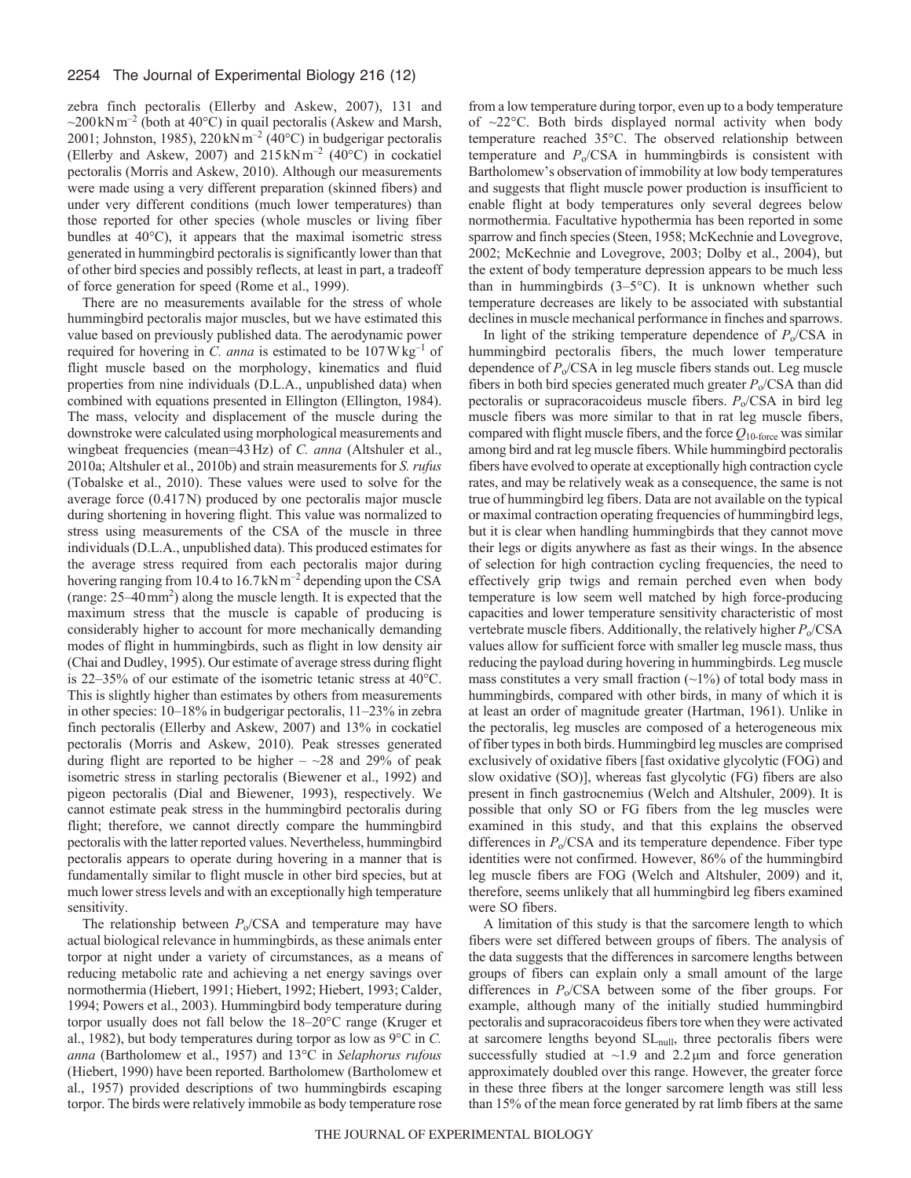zebra finch pectoralis (Ellerby and Askew, 2007), 131 and ~200 kN m$^{-2}$ (both at 40°C) in quail pectoralis (Askew and Marsh, 2001; Johnston, 1985), 220 kN m$^{-2}$ (40°C) in budgerigar pectoralis (Ellerby and Askew, 2007) and 215 kN m$^{-2}$ (40°C) in cockatiel pectoralis (Morris and Askew, 2010). Although our measurements were made using a very different preparation (skinned fibers) and under very different conditions (much lower temperatures) than those reported for other species (whole muscles or living fiber bundles at 40°C), it appears that the maximal isometric stress generated in hummingbird pectoralis is significantly lower than that of other bird species and possibly reflects, at least in part, a tradeoff of force generation for speed (Rome et al., 1999).

There are no measurements available for the stress of whole hummingbird pectoralis major muscles, but we have estimated this value based on previously published data. The aerodynamic power required for hovering in *C. anna* is estimated to be 107 W kg$^{-1}$ of flight muscle based on the morphology, kinematics and fluid properties from nine individuals (D.L.A., unpublished data) when combined with equations presented in Ellington (Ellington, 1984). The mass, velocity and displacement of the muscle during the downstroke were calculated using morphological measurements and wingbeat frequencies (mean=43 Hz) of *C. anna* (Altshuler et al., 2010a; Altshuler et al., 2010b) and strain measurements for *S. rufus* (Tobalske et al., 2010). These values were used to solve for the average force (0.417 N) produced by one pectoralis major muscle during shortening in hovering flight. This value was normalized to stress using measurements of the CSA of the muscle in three individuals (D.L.A., unpublished data). This produced estimates for the average stress required from each pectoralis major during hovering ranging from 10.4 to 16.7 kN m$^{-2}$ depending upon the CSA (range: 25–40 mm$^2$) along the muscle length. It is expected that the maximum stress that the muscle is capable of producing is considerably higher to account for more mechanically demanding modes of flight in hummingbirds, such as flight in low density air (Chai and Dudley, 1995). Our estimate of average stress during flight is 22–35% of our estimate of the isometric tetanic stress at 40°C. This is slightly higher than estimates by others from measurements in other species: 10–18% in budgerigar pectoralis, 11–23% in zebra finch pectoralis (Ellerby and Askew, 2007) and 13% in cockatiel pectoralis (Morris and Askew, 2010). Peak stresses generated during flight are reported to be higher – ~28 and 29% of peak isometric stress in starling pectoralis (Biewener et al., 1992) and pigeon pectoralis (Dial and Biewener, 1993), respectively. We cannot estimate peak stress in the hummingbird pectoralis during flight; therefore, we cannot directly compare the hummingbird pectoralis with the latter reported values. Nevertheless, hummingbird pectoralis appears to operate during hovering in a manner that is fundamentally similar to flight muscle in other bird species, but at much lower stress levels and with an exceptionally high temperature sensitivity.

The relationship between $P_o$/CSA and temperature may have actual biological relevance in hummingbirds, as these animals enter torpor at night under a variety of circumstances, as a means of reducing metabolic rate and achieving a net energy savings over normothermia (Hiebert, 1991; Hiebert, 1992; Hiebert, 1993; Calder, 1994; Powers et al., 2003). Hummingbird body temperature during torpor usually does not fall below the 18–20°C range (Kruger et al., 1982), but body temperatures during torpor as low as 9°C in *C. anna* (Bartholomew et al., 1957) and 13°C in *Selaphorus rufous* (Hiebert, 1990) have been reported. Bartholomew (Bartholomew et al., 1957) provided descriptions of two hummingbirds escaping torpor. The birds were relatively immobile as body temperature rose from a low temperature during torpor, even up to a body temperature of ~22°C. Both birds displayed normal activity when body temperature reached 35°C. The observed relationship between temperature and $P_o$/CSA in hummingbirds is consistent with Bartholomew's observation of immobility at low body temperatures and suggests that flight muscle power production is insufficient to enable flight at body temperatures only several degrees below normothermia. Facultative hypothermia has been reported in some sparrow and finch species (Steen, 1958; McKechnie and Lovegrove, 2002; McKechnie and Lovegrove, 2003; Dolby et al., 2004), but the extent of body temperature depression appears to be much less than in hummingbirds (3–5°C). It is unknown whether such temperature decreases are likely to be associated with substantial declines in muscle mechanical performance in finches and sparrows.

In light of the striking temperature dependence of $P_o$/CSA in hummingbird pectoralis fibers, the much lower temperature dependence of $P_o$/CSA in leg muscle fibers stands out. Leg muscle fibers in both bird species generated much greater $P_o$/CSA than did pectoralis or supracoracoideus muscle fibers. $P_o$/CSA in bird leg muscle fibers was more similar to that in rat leg muscle fibers, compared with flight muscle fibers, and the force $Q_{10\text{-force}}$ was similar among bird and rat leg muscle fibers. While hummingbird pectoralis fibers have evolved to operate at exceptionally high contraction cycle rates, and may be relatively weak as a consequence, the same is not true of hummingbird leg fibers. Data are not available on the typical or maximal contraction operating frequencies of hummingbird legs, but it is clear when handling hummingbirds that they cannot move their legs or digits anywhere as fast as their wings. In the absence of selection for high contraction cycling frequencies, the need to effectively grip twigs and remain perched even when body temperature is low seem well matched by high force-producing capacities and lower temperature sensitivity characteristic of most vertebrate muscle fibers. Additionally, the relatively higher $P_o$/CSA values allow for sufficient force with smaller leg muscle mass, thus reducing the payload during hovering in hummingbirds. Leg muscle mass constitutes a very small fraction (~1%) of total body mass in hummingbirds, compared with other birds, in many of which it is at least an order of magnitude greater (Hartman, 1961). Unlike in the pectoralis, leg muscles are composed of a heterogeneous mix of fiber types in both birds. Hummingbird leg muscles are comprised exclusively of oxidative fibers [fast oxidative glycolytic (FOG) and slow oxidative (SO)], whereas fast glycolytic (FG) fibers are also present in finch gastrocnemius (Welch and Altshuler, 2009). It is possible that only SO or FG fibers from the leg muscles were examined in this study, and that this explains the observed differences in $P_o$/CSA and its temperature dependence. Fiber type identities were not confirmed. However, 86% of the hummingbird leg muscle fibers are FOG (Welch and Altshuler, 2009) and it, therefore, seems unlikely that all hummingbird leg fibers examined were SO fibers.

A limitation of this study is that the sarcomere length to which fibers were set differed between groups of fibers. The analysis of the data suggests that the differences in sarcomere lengths between groups of fibers can explain only a small amount of the large differences in $P_o$/CSA between some of the fiber groups. For example, although many of the initially studied hummingbird pectoralis and supracoracoideus fibers tore when they were activated at sarcomere lengths beyond $SL_{null}$, three pectoralis fibers were successfully studied at ~1.9 and 2.2 μm and force generation approximately doubled over this range. However, the greater force in these three fibers at the longer sarcomere length was still less than 15% of the mean force generated by rat limb fibers at the same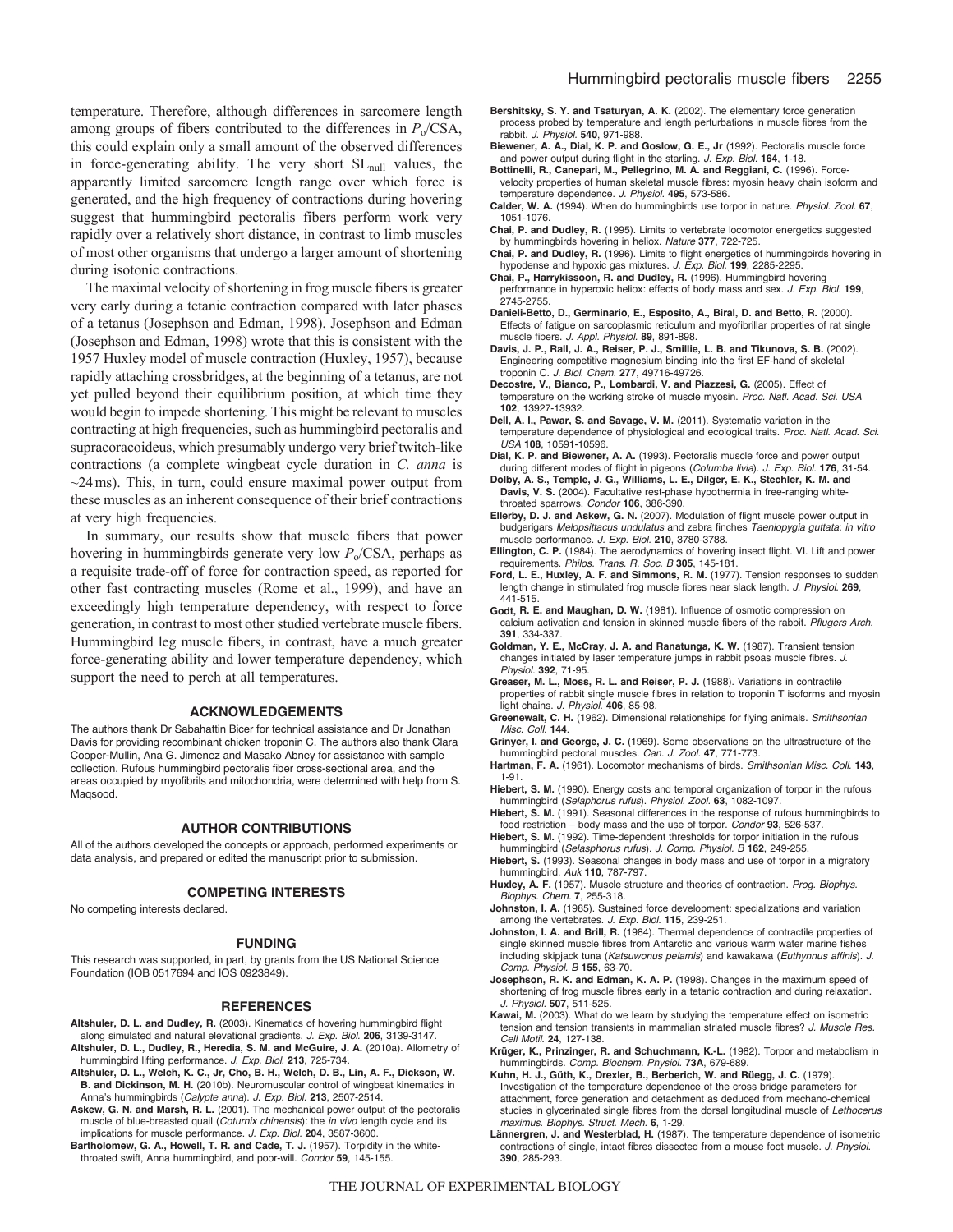temperature. Therefore, although differences in sarcomere length among groups of fibers contributed to the differences in $P_o$/CSA, this could explain only a small amount of the observed differences in force-generating ability. The very short $SL_{null}$ values, the apparently limited sarcomere length range over which force is generated, and the high frequency of contractions during hovering suggest that hummingbird pectoralis fibers perform work very rapidly over a relatively short distance, in contrast to limb muscles of most other organisms that undergo a larger amount of shortening during isotonic contractions.

The maximal velocity of shortening in frog muscle fibers is greater very early during a tetanic contraction compared with later phases of a tetanus (Josephson and Edman, 1998). Josephson and Edman (Josephson and Edman, 1998) wrote that this is consistent with the 1957 Huxley model of muscle contraction (Huxley, 1957), because rapidly attaching crossbridges, at the beginning of a tetanus, are not yet pulled beyond their equilibrium position, at which time they would begin to impede shortening. This might be relevant to muscles contracting at high frequencies, such as hummingbird pectoralis and supracoracoideus, which presumably undergo very brief twitch-like contractions (a complete wingbeat cycle duration in *C. anna* is ~24 ms). This, in turn, could ensure maximal power output from these muscles as an inherent consequence of their brief contractions at very high frequencies.

In summary, our results show that muscle fibers that power hovering in hummingbirds generate very low $P_o$/CSA, perhaps as a requisite trade-off of force for contraction speed, as reported for other fast contracting muscles (Rome et al., 1999), and have an exceedingly high temperature dependency, with respect to force generation, in contrast to most other studied vertebrate muscle fibers. Hummingbird leg muscle fibers, in contrast, have a much greater force-generating ability and lower temperature dependency, which support the need to perch at all temperatures.

## ACKNOWLEDGEMENTS

The authors thank Dr Sabahattin Bicer for technical assistance and Dr Jonathan Davis for providing recombinant chicken troponin C. The authors also thank Clara Cooper-Mullin, Ana G. Jimenez and Masako Abney for assistance with sample collection. Rufous hummingbird pectoralis fiber cross-sectional area, and the areas occupied by myofibrils and mitochondria, were determined with help from S. Maqsood.

## AUTHOR CONTRIBUTIONS

All of the authors developed the concepts or approach, performed experiments or data analysis, and prepared or edited the manuscript prior to submission.

## COMPETING INTERESTS

No competing interests declared.

## FUNDING

This research was supported, in part, by grants from the US National Science Foundation (IOB 0517694 and IOS 0923849).

## REFERENCES

**Altshuler, D. L. and Dudley, R.** (2003). Kinematics of hovering hummingbird flight along simulated and natural elevational gradients. *J. Exp. Biol.* **206**, 3139-3147.

**Altshuler, D. L., Dudley, R., Heredia, S. M. and McGuire, J. A.** (2010a). Allometry of hummingbird lifting performance. *J. Exp. Biol.* **213**, 725-734.

**Altshuler, D. L., Welch, K. C., Jr, Cho, B. H., Welch, D. B., Lin, A. F., Dickson, W. B. and Dickinson, M. H.** (2010b). Neuromuscular control of wingbeat kinematics in Anna's hummingbirds (*Calypte anna*). *J. Exp. Biol.* **213**, 2507-2514.

**Askew, G. N. and Marsh, R. L.** (2001). The mechanical power output of the pectoralis muscle of blue-breasted quail (*Coturnix chinensis*): the *in vivo* length cycle and its implications for muscle performance. *J. Exp. Biol.* **204**, 3587-3600.

**Bartholomew, G. A., Howell, T. R. and Cade, T. J.** (1957). Torpidity in the white-throated swift, Anna hummingbird, and poor-will. *Condor* **59**, 145-155.

**Bershitsky, S. Y. and Tsaturyan, A. K.** (2002). The elementary force generation process probed by temperature and length perturbations in muscle fibres from the rabbit. *J. Physiol.* **540**, 971-988.

**Biewener, A. A., Dial, K. P. and Goslow, G. E., Jr** (1992). Pectoralis muscle force and power output during flight in the starling. *J. Exp. Biol.* **164**, 1-18.

**Bottinelli, R., Canepari, M., Pellegrino, M. A. and Reggiani, C.** (1996). Force-velocity properties of human skeletal muscle fibres: myosin heavy chain isoform and temperature dependence. *J. Physiol.* **495**, 573-586.

**Calder, W. A.** (1994). When do hummingbirds use torpor in nature. *Physiol. Zool.* **67**, 1051-1076.

**Chai, P. and Dudley, R.** (1995). Limits to vertebrate locomotor energetics suggested by hummingbirds hovering in heliox. *Nature* **377**, 722-725.

**Chai, P. and Dudley, R.** (1996). Limits to flight energetics of hummingbirds hovering in hypodense and hypoxic gas mixtures. *J. Exp. Biol.* **199**, 2285-2295.

**Chai, P., Harrykissoon, R. and Dudley, R.** (1996). Hummingbird hovering performance in hyperoxic heliox: effects of body mass and sex. *J. Exp. Biol.* **199**, 2745-2755.

**Danieli-Betto, D., Germinario, E., Esposito, A., Biral, D. and Betto, R.** (2000). Effects of fatigue on sarcoplasmic reticulum and myofibrillar properties of rat single muscle fibers. *J. Appl. Physiol.* **89**, 891-898.

**Davis, J. P., Rall, J. A., Reiser, P. J., Smillie, L. B. and Tikunova, S. B.** (2002). Engineering competitive magnesium binding into the first EF-hand of skeletal troponin C. *J. Biol. Chem.* **277**, 49716-49726.

**Decostre, V., Bianco, P., Lombardi, V. and Piazzesi, G.** (2005). Effect of temperature on the working stroke of muscle myosin. *Proc. Natl. Acad. Sci. USA* **102**, 13927-13932.

**Dell, A. I., Pawar, S. and Savage, V. M.** (2011). Systematic variation in the temperature dependence of physiological and ecological traits. *Proc. Natl. Acad. Sci. USA* **108**, 10591-10596.

**Dial, K. P. and Biewener, A. A.** (1993). Pectoralis muscle force and power output during different modes of flight in pigeons (*Columba livia*). *J. Exp. Biol.* **176**, 31-54.

**Dolby, A. S., Temple, J. G., Williams, L. E., Dilger, E. K., Stechler, K. M. and Davis, V. S.** (2004). Facultative rest-phase hypothermia in free-ranging white-throated sparrows. *Condor* **106**, 386-390.

**Ellerby, D. J. and Askew, G. N.** (2007). Modulation of flight muscle power output in budgerigars *Melopsittacus undulatus* and zebra finches *Taeniopygia guttata*: *in vitro* muscle performance. *J. Exp. Biol.* **210**, 3780-3788.

**Ellington, C. P.** (1984). The aerodynamics of hovering insect flight. VI. Lift and power requirements. *Philos. Trans. R. Soc. B* **305**, 145-181.

**Ford, L. E., Huxley, A. F. and Simmons, R. M.** (1977). Tension responses to sudden length change in stimulated frog muscle fibres near slack length. *J. Physiol.* **269**, 441-515.

**Godt, R. E. and Maughan, D. W.** (1981). Influence of osmotic compression on calcium activation and tension in skinned muscle fibers of the rabbit. *Pflugers Arch.* **391**, 334-337.

**Goldman, Y. E., McCray, J. A. and Ranatunga, K. W.** (1987). Transient tension changes initiated by laser temperature jumps in rabbit psoas muscle fibres. *J. Physiol.* **392**, 71-95.

**Greaser, M. L., Moss, R. L. and Reiser, P. J.** (1988). Variations in contractile properties of rabbit single muscle fibres in relation to troponin T isoforms and myosin light chains. *J. Physiol.* **406**, 85-98.

**Greenewalt, C. H.** (1962). Dimensional relationships for flying animals. *Smithsonian Misc. Coll.* **144**.

**Grinyer, I. and George, J. C.** (1969). Some observations on the ultrastructure of the hummingbird pectoral muscles. *Can. J. Zool.* **47**, 771-773.

**Hartman, F. A.** (1961). Locomotor mechanisms of birds. *Smithsonian Misc. Coll.* **143**, 1-91.

**Hiebert, S. M.** (1990). Energy costs and temporal organization of torpor in the rufous hummingbird (*Selaphorus rufus*). *Physiol. Zool.* **63**, 1082-1097.

**Hiebert, S. M.** (1991). Seasonal differences in the response of rufous hummingbirds to food restriction – body mass and the use of torpor. *Condor* **93**, 526-537.

**Hiebert, S. M.** (1992). Time-dependent thresholds for torpor initiation in the rufous hummingbird (*Selasphorus rufus*). *J. Comp. Physiol. B* **162**, 249-255.

**Hiebert, S.** (1993). Seasonal changes in body mass and use of torpor in a migratory hummingbird. *Auk* **110**, 787-797.

**Huxley, A. F.** (1957). Muscle structure and theories of contraction. *Prog. Biophys. Biophys. Chem.* **7**, 255-318.

**Johnston, I. A.** (1985). Sustained force development: specializations and variation among the vertebrates. *J. Exp. Biol.* **115**, 239-251.

**Johnston, I. A. and Brill, R.** (1984). Thermal dependence of contractile properties of single skinned muscle fibres from Antarctic and various warm water marine fishes including skipjack tuna (*Katsuwonus pelamis*) and kawakawa (*Euthynnus affinis*). *J. Comp. Physiol. B* **155**, 63-70.

**Josephson, R. K. and Edman, K. A. P.** (1998). Changes in the maximum speed of shortening of frog muscle fibres early in a tetanic contraction and during relaxation. *J. Physiol.* **507**, 511-525.

**Kawai, M.** (2003). What do we learn by studying the temperature effect on isometric tension and tension transients in mammalian striated muscle fibres? *J. Muscle Res. Cell Motil.* **24**, 127-138.

**Krüger, K., Prinzinger, R. and Schuchmann, K.-L.** (1982). Torpor and metabolism in hummingbirds. *Comp. Biochem. Physiol.* **73A**, 679-689.

**Kuhn, H. J., Güth, K., Drexler, B., Berberich, W. and Rüegg, J. C.** (1979). Investigation of the temperature dependence of the cross bridge parameters for attachment, force generation and detachment as deduced from mechano-chemical studies in glycerinated single fibres from the dorsal longitudinal muscle of *Lethocerus maximus*. *Biophys. Struct. Mech.* **6**, 1-29.

**Lännergren, J. and Westerblad, H.** (1987). The temperature dependence of isometric contractions of single, intact fibres dissected from a mouse foot muscle. *J. Physiol.* **390**, 285-293.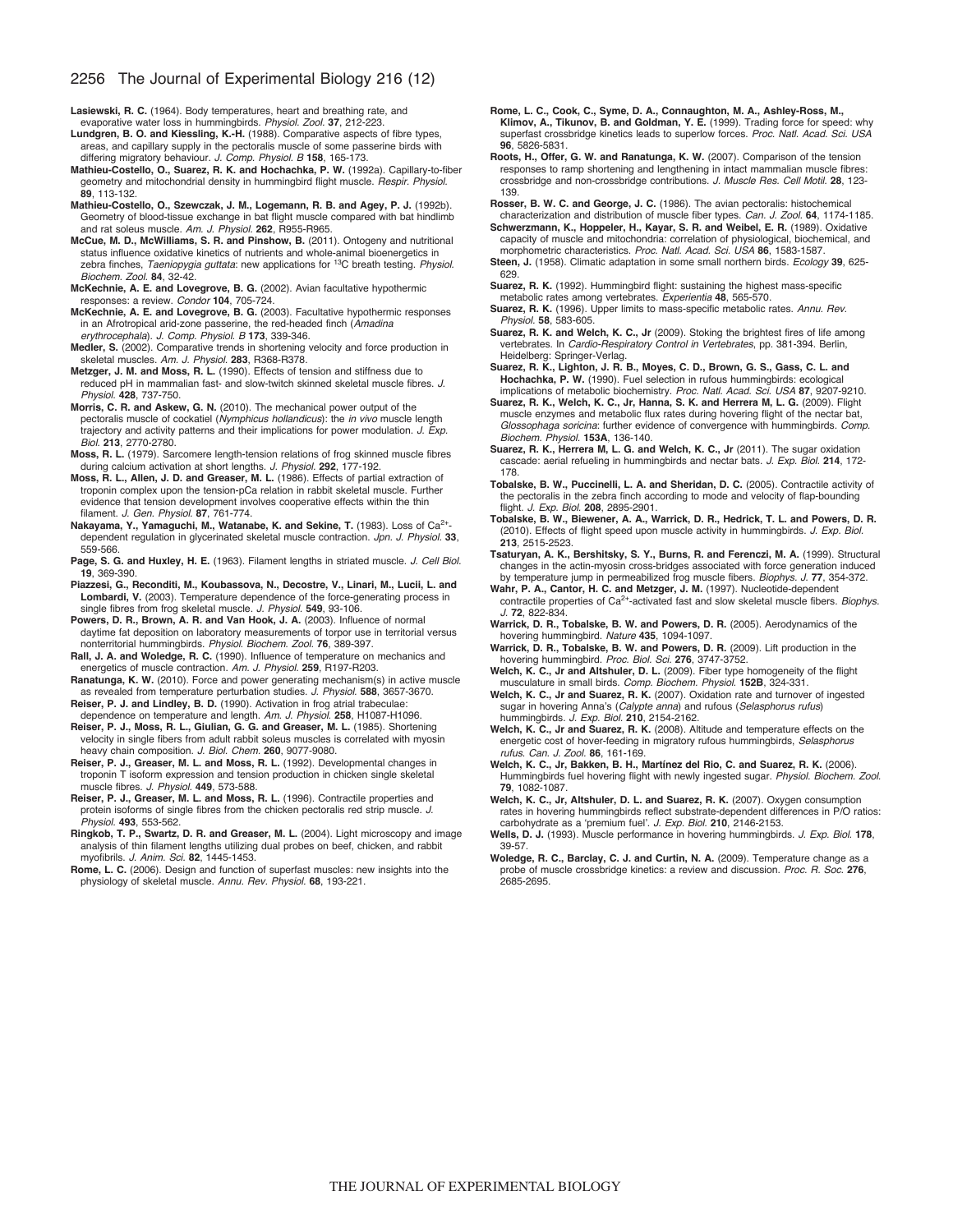**Lasiewski, R. C.** (1964). Body temperatures, heart and breathing rate, and evaporative water loss in hummingbirds. *Physiol. Zool.* **37**, 212-223.

**Lundgren, B. O. and Kiessling, K.-H.** (1988). Comparative aspects of fibre types, areas, and capillary supply in the pectoralis muscle of some passerine birds with differing migratory behaviour. *J. Comp. Physiol. B* **158**, 165-173.

**Mathieu-Costello, O., Suarez, R. K. and Hochachka, P. W.** (1992a). Capillary-to-fiber geometry and mitochondrial density in hummingbird flight muscle. *Respir. Physiol.* **89**, 113-132.

**Mathieu-Costello, O., Szewczak, J. M., Logemann, R. B. and Agey, P. J.** (1992b). Geometry of blood-tissue exchange in bat flight muscle compared with bat hindlimb and rat soleus muscle. *Am. J. Physiol.* **262**, R955-R965.

**McCue, M. D., McWilliams, S. R. and Pinshow, B.** (2011). Ontogeny and nutritional status influence oxidative kinetics of nutrients and whole-animal bioenergetics in zebra finches, *Taeniopygia guttata*: new applications for $^{13}$C breath testing. *Physiol. Biochem. Zool.* **84**, 32-42.

**McKechnie, A. E. and Lovegrove, B. G.** (2002). Avian facultative hypothermic responses: a review. *Condor* **104**, 705-724.

**McKechnie, A. E. and Lovegrove, B. G.** (2003). Facultative hypothermic responses in an Afrotropical arid-zone passerine, the red-headed finch (*Amadina erythrocephala*). *J. Comp. Physiol. B* **173**, 339-346.

**Medler, S.** (2002). Comparative trends in shortening velocity and force production in skeletal muscles. *Am. J. Physiol.* **283**, R368-R378.

**Metzger, J. M. and Moss, R. L.** (1990). Effects of tension and stiffness due to reduced pH in mammalian fast- and slow-twitch skinned skeletal muscle fibres. *J. Physiol.* **428**, 737-750.

**Morris, C. R. and Askew, G. N.** (2010). The mechanical power output of the pectoralis muscle of cockatiel (*Nymphicus hollandicus*): the *in vivo* muscle length trajectory and activity patterns and their implications for power modulation. *J. Exp. Biol.* **213**, 2770-2780.

**Moss, R. L.** (1979). Sarcomere length-tension relations of frog skinned muscle fibres during calcium activation at short lengths. *J. Physiol.* **292**, 177-192.

**Moss, R. L., Allen, J. D. and Greaser, M. L.** (1986). Effects of partial extraction of troponin complex upon the tension-pCa relation in rabbit skeletal muscle. Further evidence that tension development involves cooperative effects within the thin filament. *J. Gen. Physiol.* **87**, 761-774.

**Nakayama, Y., Yamaguchi, M., Watanabe, K. and Sekine, T.** (1983). Loss of $Ca^{2+}$-dependent regulation in glycerinated skeletal muscle contraction. *Jpn. J. Physiol.* **33**, 559-566.

**Page, S. G. and Huxley, H. E.** (1963). Filament lengths in striated muscle. *J. Cell Biol.* **19**, 369-390.

**Piazzesi, G., Reconditi, M., Koubassova, N., Decostre, V., Linari, M., Lucii, L. and Lombardi, V.** (2003). Temperature dependence of the force-generating process in single fibres from frog skeletal muscle. *J. Physiol.* **549**, 93-106.

**Powers, D. R., Brown, A. R. and Van Hook, J. A.** (2003). Influence of normal daytime fat deposition on laboratory measurements of torpor use in territorial versus nonterritorial hummingbirds. *Physiol. Biochem. Zool.* **76**, 389-397.

**Rall, J. A. and Woledge, R. C.** (1990). Influence of temperature on mechanics and energetics of muscle contraction. *Am. J. Physiol.* **259**, R197-R203.

**Ranatunga, K. W.** (2010). Force and power generating mechanism(s) in active muscle as revealed from temperature perturbation studies. *J. Physiol.* **588**, 3657-3670.

**Reiser, P. J. and Lindley, B. D.** (1990). Activation in frog atrial trabeculae: dependence on temperature and length. *Am. J. Physiol.* **258**, H1087-H1096.

**Reiser, P. J., Moss, R. L., Giulian, G. G. and Greaser, M. L.** (1985). Shortening velocity in single fibers from adult rabbit soleus muscles is correlated with myosin heavy chain composition. *J. Biol. Chem.* **260**, 9077-9080.

**Reiser, P. J., Greaser, M. L. and Moss, R. L.** (1992). Developmental changes in troponin T isoform expression and tension production in chicken single skeletal muscle fibres. *J. Physiol.* **449**, 573-588.

**Reiser, P. J., Greaser, M. L. and Moss, R. L.** (1996). Contractile properties and protein isoforms of single fibres from the chicken pectoralis red strip muscle. *J. Physiol.* **493**, 553-562.

**Ringkob, T. P., Swartz, D. R. and Greaser, M. L.** (2004). Light microscopy and image analysis of thin filament lengths utilizing dual probes on beef, chicken, and rabbit myofibrils. *J. Anim. Sci.* **82**, 1445-1453.

**Rome, L. C.** (2006). Design and function of superfast muscles: new insights into the physiology of skeletal muscle. *Annu. Rev. Physiol.* **68**, 193-221.

**Rome, L. C., Cook, C., Syme, D. A., Connaughton, M. A., Ashley-Ross, M., Klimov, A., Tikunov, B. and Goldman, Y. E.** (1999). Trading force for speed: why superfast crossbridge kinetics leads to superlow forces. *Proc. Natl. Acad. Sci. USA* **96**, 5826-5831.

**Roots, H., Offer, G. W. and Ranatunga, K. W.** (2007). Comparison of the tension responses to ramp shortening and lengthening in intact mammalian muscle fibres: crossbridge and non-crossbridge contributions. *J. Muscle Res. Cell Motil.* **28**, 123-139.

**Rosser, B. W. C. and George, J. C.** (1986). The avian pectoralis: histochemical characterization and distribution of muscle fiber types. *Can. J. Zool.* **64**, 1174-1185.

**Schwerzmann, K., Hoppeler, H., Kayar, S. R. and Weibel, E. R.** (1989). Oxidative capacity of muscle and mitochondria: correlation of physiological, biochemical, and morphometric characteristics. *Proc. Natl. Acad. Sci. USA* **86**, 1583-1587.

**Steen, J.** (1958). Climatic adaptation in some small northern birds. *Ecology* **39**, 625-629.

**Suarez, R. K.** (1992). Hummingbird flight: sustaining the highest mass-specific metabolic rates among vertebrates. *Experientia* **48**, 565-570.

**Suarez, R. K.** (1996). Upper limits to mass-specific metabolic rates. *Annu. Rev. Physiol.* **58**, 583-605.

**Suarez, R. K. and Welch, K. C., Jr** (2009). Stoking the brightest fires of life among vertebrates. In *Cardio-Respiratory Control in Vertebrates*, pp. 381-394. Berlin, Heidelberg: Springer-Verlag.

**Suarez, R. K., Lighton, J. R. B., Moyes, C. D., Brown, G. S., Gass, C. L. and Hochachka, P. W.** (1990). Fuel selection in rufous hummingbirds: ecological implications of metabolic biochemistry. *Proc. Natl. Acad. Sci. USA* **87**, 9207-9210.

**Suarez, R. K., Welch, K. C., Jr, Hanna, S. K. and Herrera M, L. G.** (2009). Flight muscle enzymes and metabolic flux rates during hovering flight of the nectar bat, *Glossophaga soricina*: further evidence of convergence with hummingbirds. *Comp. Biochem. Physiol.* **153A**, 136-140.

**Suarez, R. K., Herrera M, L. G. and Welch, K. C., Jr** (2011). The sugar oxidation cascade: aerial refueling in hummingbirds and nectar bats. *J. Exp. Biol.* **214**, 172-178.

**Tobalske, B. W., Puccinelli, L. A. and Sheridan, D. C.** (2005). Contractile activity of the pectoralis in the zebra finch according to mode and velocity of flap-bounding flight. *J. Exp. Biol.* **208**, 2895-2901.

**Tobalske, B. W., Biewener, A. A., Warrick, D. R., Hedrick, T. L. and Powers, D. R.** (2010). Effects of flight speed upon muscle activity in hummingbirds. *J. Exp. Biol.* **213**, 2515-2523.

**Tsaturyan, A. K., Bershitsky, S. Y., Burns, R. and Ferenczi, M. A.** (1999). Structural changes in the actin-myosin cross-bridges associated with force generation induced by temperature jump in permeabilized frog muscle fibers. *Biophys. J.* **77**, 354-372.

**Wahr, P. A., Cantor, H. C. and Metzger, J. M.** (1997). Nucleotide-dependent contractile properties of $Ca^{2+}$-activated fast and slow skeletal muscle fibers. *Biophys. J.* **72**, 822-834.

**Warrick, D. R., Tobalske, B. W. and Powers, D. R.** (2005). Aerodynamics of the hovering hummingbird. *Nature* **435**, 1094-1097.

**Warrick, D. R., Tobalske, B. W. and Powers, D. R.** (2009). Lift production in the hovering hummingbird. *Proc. Biol. Sci.* **276**, 3747-3752.

**Welch, K. C., Jr and Altshuler, D. L.** (2009). Fiber type homogeneity of the flight musculature in small birds. *Comp. Biochem. Physiol.* **152B**, 324-331.

**Welch, K. C., Jr and Suarez, R. K.** (2007). Oxidation rate and turnover of ingested sugar in hovering Anna's (*Calypte anna*) and rufous (*Selasphorus rufus*) hummingbirds. *J. Exp. Biol.* **210**, 2154-2162.

**Welch, K. C., Jr and Suarez, R. K.** (2008). Altitude and temperature effects on the energetic cost of hover-feeding in migratory rufous hummingbirds, *Selasphorus rufus*. *Can. J. Zool.* **86**, 161-169.

**Welch, K. C., Jr, Bakken, B. H., Martínez del Rio, C. and Suarez, R. K.** (2006). Hummingbirds fuel hovering flight with newly ingested sugar. *Physiol. Biochem. Zool.* **79**, 1082-1087.

**Welch, K. C., Jr, Altshuler, D. L. and Suarez, R. K.** (2007). Oxygen consumption rates in hovering hummingbirds reflect substrate-dependent differences in P/O ratios: carbohydrate as a 'premium fuel'. *J. Exp. Biol.* **210**, 2146-2153.

**Wells, D. J.** (1993). Muscle performance in hovering hummingbirds. *J. Exp. Biol.* **178**, 39-57.

**Woledge, R. C., Barclay, C. J. and Curtin, N. A.** (2009). Temperature change as a probe of muscle crossbridge kinetics: a review and discussion. *Proc. R. Soc.* **276**, 2685-2695.